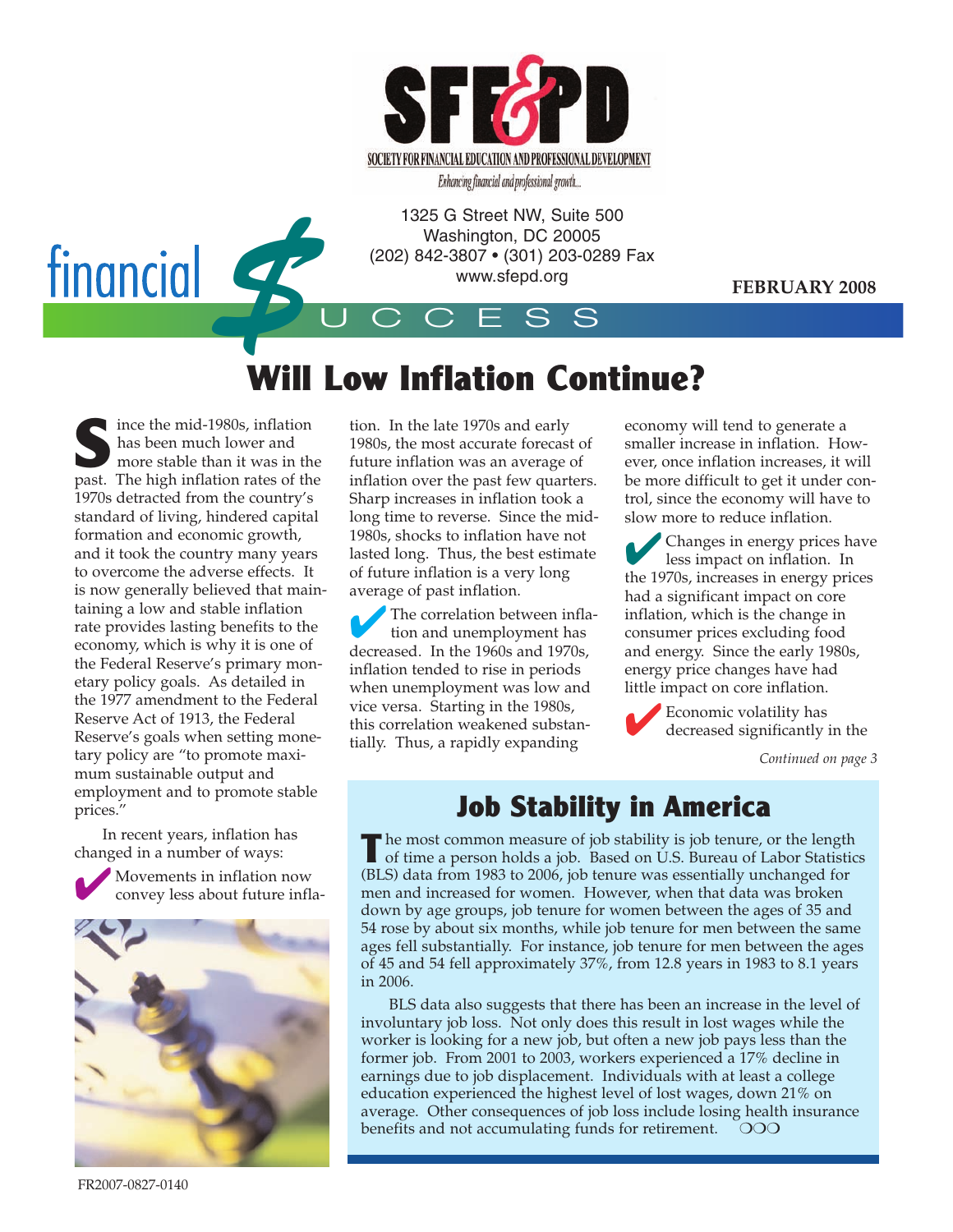SFE&PD

SOCIETY FOR FINANCIAL EDUCATION AND PROFESSIONAL DEVELOPMENT

*Enhancing financial and professional growth...*

1325 G Street NW, Suite 500
Washington, DC 20005
(202) 842-3807 • (301) 203-0289 Fax
www.sfepd.org

# financial $UCCESS

**FEBRUARY 2008**

## Will Low Inflation Continue?

Since the mid-1980s, inflation has been much lower and more stable than it was in the past. The high inflation rates of the 1970s detracted from the country's standard of living, hindered capital formation and economic growth, and it took the country many years to overcome the adverse effects. It is now generally believed that maintaining a low and stable inflation rate provides lasting benefits to the economy, which is why it is one of the Federal Reserve's primary monetary policy goals. As detailed in the 1977 amendment to the Federal Reserve Act of 1913, the Federal Reserve's goals when setting monetary policy are "to promote maximum sustainable output and employment and to promote stable prices."

In recent years, inflation has changed in a number of ways:

✔ Movements in inflation now convey less about future inflation. In the late 1970s and early 1980s, the most accurate forecast of future inflation was an average of inflation over the past few quarters. Sharp increases in inflation took a long time to reverse. Since the mid-1980s, shocks to inflation have not lasted long. Thus, the best estimate of future inflation is a very long average of past inflation.

✔ The correlation between inflation and unemployment has decreased. In the 1960s and 1970s, inflation tended to rise in periods when unemployment was low and vice versa. Starting in the 1980s, this correlation weakened substantially. Thus, a rapidly expanding economy will tend to generate a smaller increase in inflation. However, once inflation increases, it will be more difficult to get it under control, since the economy will have to slow more to reduce inflation.

✔ Changes in energy prices have less impact on inflation. In the 1970s, increases in energy prices had a significant impact on core inflation, which is the change in consumer prices excluding food and energy. Since the early 1980s, energy price changes have had little impact on core inflation.

✔ Economic volatility has decreased significantly in the

*Continued on page 3*

## Job Stability in America

The most common measure of job stability is job tenure, or the length of time a person holds a job. Based on U.S. Bureau of Labor Statistics (BLS) data from 1983 to 2006, job tenure was essentially unchanged for men and increased for women. However, when that data was broken down by age groups, job tenure for women between the ages of 35 and 54 rose by about six months, while job tenure for men between the same ages fell substantially. For instance, job tenure for men between the ages of 45 and 54 fell approximately 37%, from 12.8 years in 1983 to 8.1 years in 2006.

BLS data also suggests that there has been an increase in the level of involuntary job loss. Not only does this result in lost wages while the worker is looking for a new job, but often a new job pays less than the former job. From 2001 to 2003, workers experienced a 17% decline in earnings due to job displacement. Individuals with at least a college education experienced the highest level of lost wages, down 21% on average. Other consequences of job loss include losing health insurance benefits and not accumulating funds for retirement. ❍❍❍

FR2007-0827-0140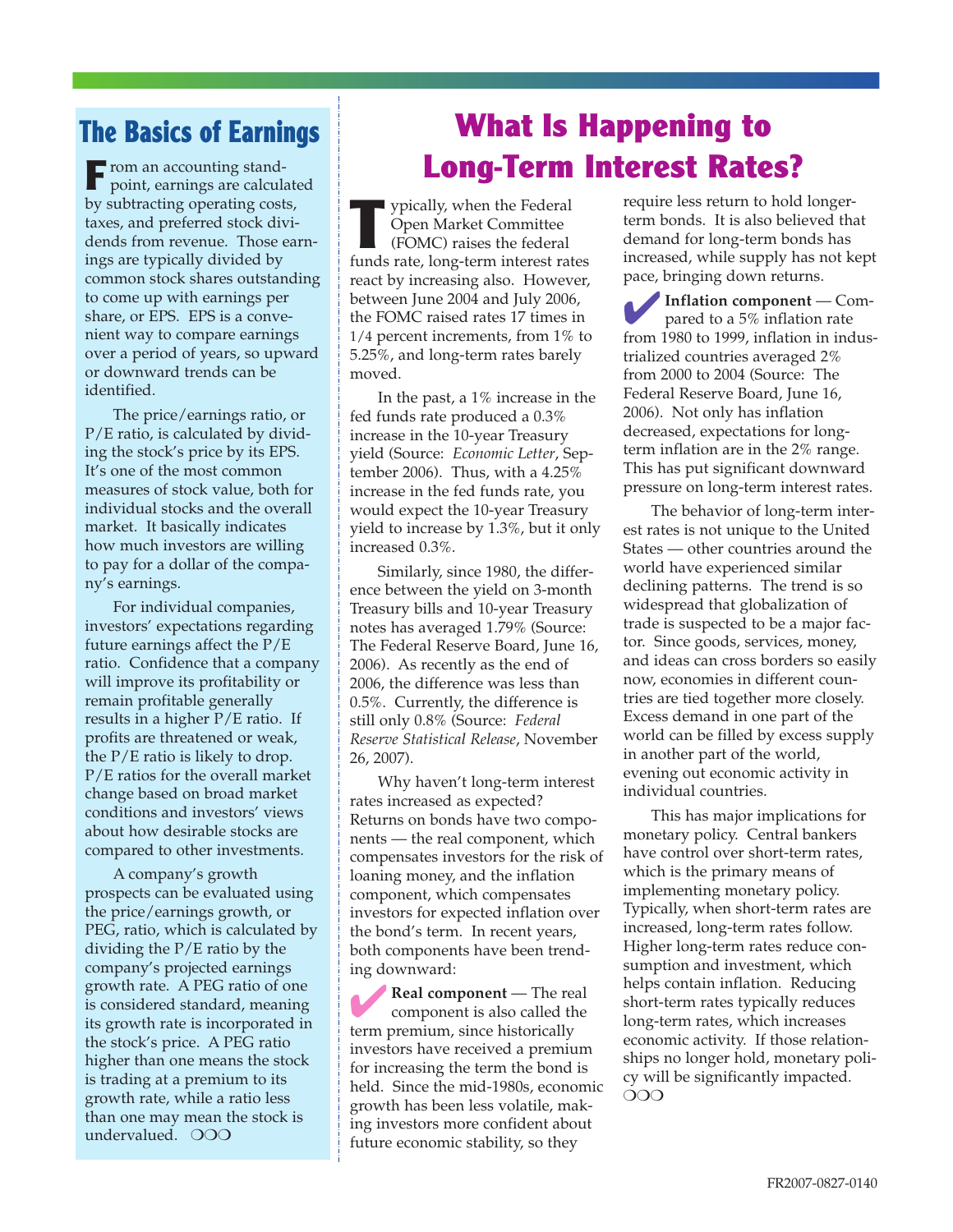## The Basics of Earnings

From an accounting standpoint, earnings are calculated by subtracting operating costs, taxes, and preferred stock dividends from revenue. Those earnings are typically divided by common stock shares outstanding to come up with earnings per share, or EPS. EPS is a convenient way to compare earnings over a period of years, so upward or downward trends can be identified.

The price/earnings ratio, or P/E ratio, is calculated by dividing the stock's price by its EPS. It's one of the most common measures of stock value, both for individual stocks and the overall market. It basically indicates how much investors are willing to pay for a dollar of the company's earnings.

For individual companies, investors' expectations regarding future earnings affect the P/E ratio. Confidence that a company will improve its profitability or remain profitable generally results in a higher P/E ratio. If profits are threatened or weak, the P/E ratio is likely to drop. P/E ratios for the overall market change based on broad market conditions and investors' views about how desirable stocks are compared to other investments.

A company's growth prospects can be evaluated using the price/earnings growth, or PEG, ratio, which is calculated by dividing the P/E ratio by the company's projected earnings growth rate. A PEG ratio of one is considered standard, meaning its growth rate is incorporated in the stock's price. A PEG ratio higher than one means the stock is trading at a premium to its growth rate, while a ratio less than one may mean the stock is undervalued. ❍❍❍

# What Is Happening to Long-Term Interest Rates?

Typically, when the Federal Open Market Committee (FOMC) raises the federal funds rate, long-term interest rates react by increasing also. However, between June 2004 and July 2006, the FOMC raised rates 17 times in 1/4 percent increments, from 1% to 5.25%, and long-term rates barely moved.

In the past, a 1% increase in the fed funds rate produced a 0.3% increase in the 10-year Treasury yield (Source: *Economic Letter*, September 2006). Thus, with a 4.25% increase in the fed funds rate, you would expect the 10-year Treasury yield to increase by 1.3%, but it only increased 0.3%.

Similarly, since 1980, the difference between the yield on 3-month Treasury bills and 10-year Treasury notes has averaged 1.79% (Source: The Federal Reserve Board, June 16, 2006). As recently as the end of 2006, the difference was less than 0.5%. Currently, the difference is still only 0.8% (Source: *Federal Reserve Statistical Release*, November 26, 2007).

Why haven't long-term interest rates increased as expected? Returns on bonds have two components — the real component, which compensates investors for the risk of loaning money, and the inflation component, which compensates investors for expected inflation over the bond's term. In recent years, both components have been trending downward:

✔ **Real component** — The real component is also called the term premium, since historically investors have received a premium for increasing the term the bond is held. Since the mid-1980s, economic growth has been less volatile, making investors more confident about future economic stability, so they require less return to hold longer-term bonds. It is also believed that demand for long-term bonds has increased, while supply has not kept pace, bringing down returns.

✔ **Inflation component** — Compared to a 5% inflation rate from 1980 to 1999, inflation in industrialized countries averaged 2% from 2000 to 2004 (Source: The Federal Reserve Board, June 16, 2006). Not only has inflation decreased, expectations for long-term inflation are in the 2% range. This has put significant downward pressure on long-term interest rates.

The behavior of long-term interest rates is not unique to the United States — other countries around the world have experienced similar declining patterns. The trend is so widespread that globalization of trade is suspected to be a major factor. Since goods, services, money, and ideas can cross borders so easily now, economies in different countries are tied together more closely. Excess demand in one part of the world can be filled by excess supply in another part of the world, evening out economic activity in individual countries.

This has major implications for monetary policy. Central bankers have control over short-term rates, which is the primary means of implementing monetary policy. Typically, when short-term rates are increased, long-term rates follow. Higher long-term rates reduce consumption and investment, which helps contain inflation. Reducing short-term rates typically reduces long-term rates, which increases economic activity. If those relationships no longer hold, monetary policy will be significantly impacted. ❍❍❍

FR2007-0827-0140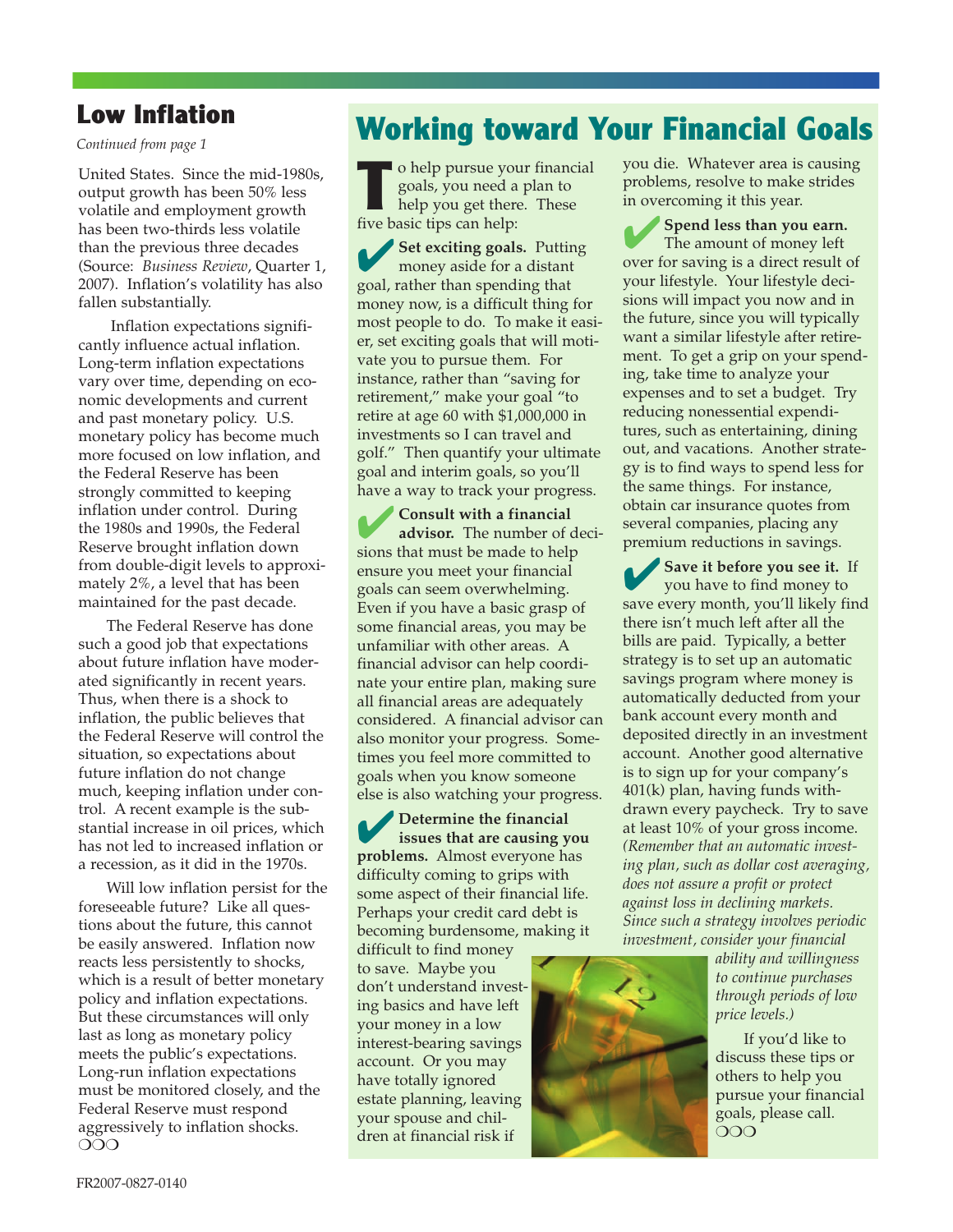## Low Inflation

*Continued from page 1*

United States. Since the mid-1980s, output growth has been 50% less volatile and employment growth has been two-thirds less volatile than the previous three decades (Source: *Business Review*, Quarter 1, 2007). Inflation's volatility has also fallen substantially.

Inflation expectations significantly influence actual inflation. Long-term inflation expectations vary over time, depending on economic developments and current and past monetary policy. U.S. monetary policy has become much more focused on low inflation, and the Federal Reserve has been strongly committed to keeping inflation under control. During the 1980s and 1990s, the Federal Reserve brought inflation down from double-digit levels to approximately 2%, a level that has been maintained for the past decade.

The Federal Reserve has done such a good job that expectations about future inflation have moderated significantly in recent years. Thus, when there is a shock to inflation, the public believes that the Federal Reserve will control the situation, so expectations about future inflation do not change much, keeping inflation under control. A recent example is the substantial increase in oil prices, which has not led to increased inflation or a recession, as it did in the 1970s.

Will low inflation persist for the foreseeable future? Like all questions about the future, this cannot be easily answered. Inflation now reacts less persistently to shocks, which is a result of better monetary policy and inflation expectations. But these circumstances will only last as long as monetary policy meets the public's expectations. Long-run inflation expectations must be monitored closely, and the Federal Reserve must respond aggressively to inflation shocks. ❍❍❍

## Working toward Your Financial Goals

To help pursue your financial goals, you need a plan to help you get there. These five basic tips can help:

✔ **Set exciting goals.** Putting money aside for a distant goal, rather than spending that money now, is a difficult thing for most people to do. To make it easier, set exciting goals that will motivate you to pursue them. For instance, rather than "saving for retirement," make your goal "to retire at age 60 with $1,000,000 in investments so I can travel and golf." Then quantify your ultimate goal and interim goals, so you'll have a way to track your progress.

✔ **Consult with a financial advisor.** The number of decisions that must be made to help ensure you meet your financial goals can seem overwhelming. Even if you have a basic grasp of some financial areas, you may be unfamiliar with other areas. A financial advisor can help coordinate your entire plan, making sure all financial areas are adequately considered. A financial advisor can also monitor your progress. Sometimes you feel more committed to goals when you know someone else is also watching your progress.

✔ **Determine the financial issues that are causing you problems.** Almost everyone has difficulty coming to grips with some aspect of their financial life. Perhaps your credit card debt is becoming burdensome, making it difficult to find money to save. Maybe you don't understand investing basics and have left your money in a low interest-bearing savings account. Or you may have totally ignored estate planning, leaving your spouse and children at financial risk if you die. Whatever area is causing problems, resolve to make strides in overcoming it this year.

✔ **Spend less than you earn.** The amount of money left over for saving is a direct result of your lifestyle. Your lifestyle decisions will impact you now and in the future, since you will typically want a similar lifestyle after retirement. To get a grip on your spending, take time to analyze your expenses and to set a budget. Try reducing nonessential expenditures, such as entertaining, dining out, and vacations. Another strategy is to find ways to spend less for the same things. For instance, obtain car insurance quotes from several companies, placing any premium reductions in savings.

✔ **Save it before you see it.** If you have to find money to save every month, you'll likely find there isn't much left after all the bills are paid. Typically, a better strategy is to set up an automatic savings program where money is automatically deducted from your bank account every month and deposited directly in an investment account. Another good alternative is to sign up for your company's 401(k) plan, having funds withdrawn every paycheck. Try to save at least 10% of your gross income. *(Remember that an automatic investing plan, such as dollar cost averaging, does not assure a profit or protect against loss in declining markets. Since such a strategy involves periodic investment, consider your financial ability and willingness to continue purchases through periods of low price levels.)*

If you'd like to discuss these tips or others to help you pursue your financial goals, please call. ❍❍❍

FR2007-0827-0140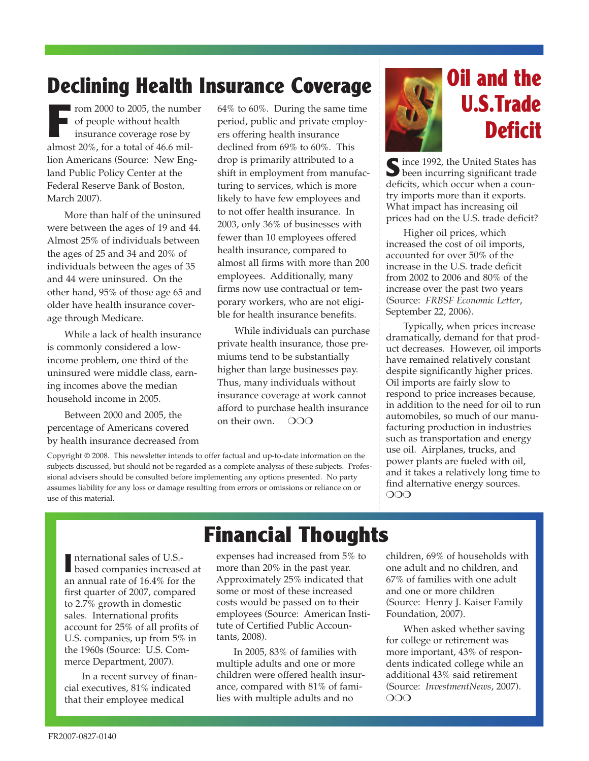## Declining Health Insurance Coverage

From 2000 to 2005, the number of people without health insurance coverage rose by almost 20%, for a total of 46.6 million Americans (Source: New England Public Policy Center at the Federal Reserve Bank of Boston, March 2007).

More than half of the uninsured were between the ages of 19 and 44. Almost 25% of individuals between the ages of 25 and 34 and 20% of individuals between the ages of 35 and 44 were uninsured. On the other hand, 95% of those age 65 and older have health insurance coverage through Medicare.

While a lack of health insurance is commonly considered a low-income problem, one third of the uninsured were middle class, earning incomes above the median household income in 2005.

Between 2000 and 2005, the percentage of Americans covered by health insurance decreased from 64% to 60%. During the same time period, public and private employers offering health insurance declined from 69% to 60%. This drop is primarily attributed to a shift in employment from manufacturing to services, which is more likely to have few employees and to not offer health insurance. In 2003, only 36% of businesses with fewer than 10 employees offered health insurance, compared to almost all firms with more than 200 employees. Additionally, many firms now use contractual or temporary workers, who are not eligible for health insurance benefits.

While individuals can purchase private health insurance, those premiums tend to be substantially higher than large businesses pay. Thus, many individuals without insurance coverage at work cannot afford to purchase health insurance on their own. ❍❍❍

Copyright © 2008. This newsletter intends to offer factual and up-to-date information on the subjects discussed, but should not be regarded as a complete analysis of these subjects. Professional advisers should be consulted before implementing any options presented. No party assumes liability for any loss or damage resulting from errors or omissions or reliance on or use of this material.

## Oil and the U.S. Trade Deficit

Since 1992, the United States has been incurring significant trade deficits, which occur when a country imports more than it exports. What impact has increasing oil prices had on the U.S. trade deficit?

Higher oil prices, which increased the cost of oil imports, accounted for over 50% of the increase in the U.S. trade deficit from 2002 to 2006 and 80% of the increase over the past two years (Source: *FRBSF Economic Letter*, September 22, 2006).

Typically, when prices increase dramatically, demand for that product decreases. However, oil imports have remained relatively constant despite significantly higher prices. Oil imports are fairly slow to respond to price increases because, in addition to the need for oil to run automobiles, so much of our manufacturing production in industries such as transportation and energy use oil. Airplanes, trucks, and power plants are fueled with oil, and it takes a relatively long time to find alternative energy sources. ❍❍❍

## Financial Thoughts

International sales of U.S.-based companies increased at an annual rate of 16.4% for the first quarter of 2007, compared to 2.7% growth in domestic sales. International profits account for 25% of all profits of U.S. companies, up from 5% in the 1960s (Source: U.S. Commerce Department, 2007).

In a recent survey of financial executives, 81% indicated that their employee medical expenses had increased from 5% to more than 20% in the past year. Approximately 25% indicated that some or most of these increased costs would be passed on to their employees (Source: American Institute of Certified Public Accountants, 2008).

In 2005, 83% of families with multiple adults and one or more children were offered health insurance, compared with 81% of families with multiple adults and no children, 69% of households with one adult and no children, and 67% of families with one adult and one or more children (Source: Henry J. Kaiser Family Foundation, 2007).

When asked whether saving for college or retirement was more important, 43% of respondents indicated college while an additional 43% said retirement (Source: *InvestmentNews*, 2007). ❍❍❍

FR2007-0827-0140